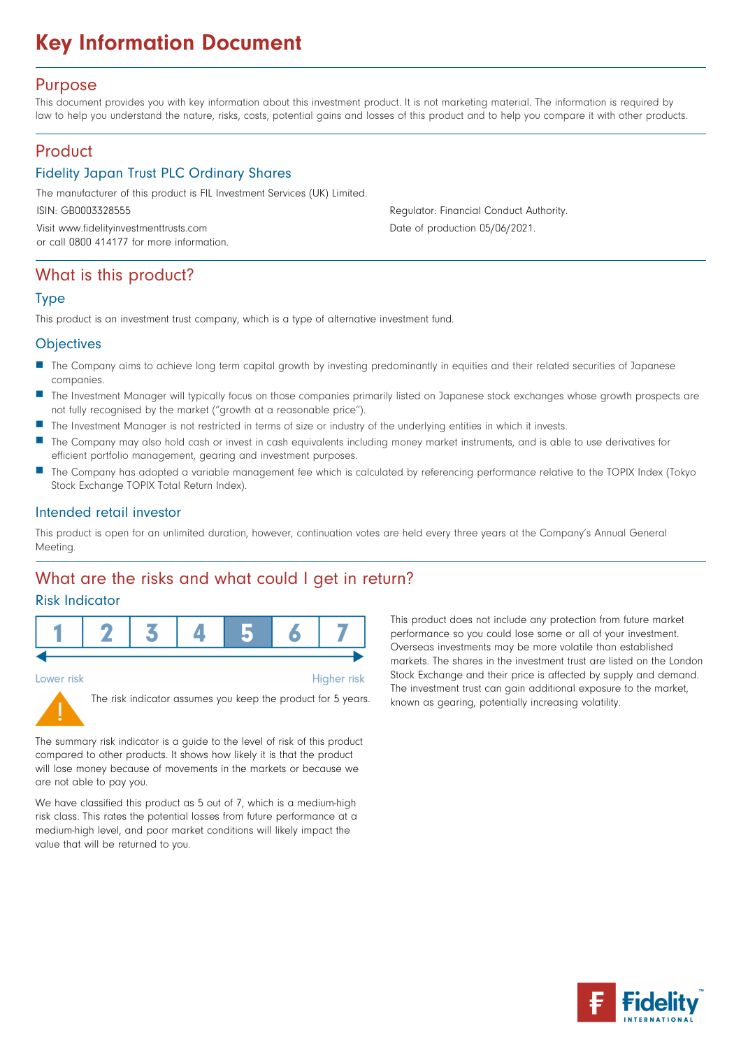# Key Information Document

## Purpose

This document provides you with key information about this investment product. It is not marketing material. The information is required by law to help you understand the nature, risks, costs, potential gains and losses of this product and to help you compare it with other products.

## Product

### Fidelity Japan Trust PLC Ordinary Shares

The manufacturer of this product is FIL Investment Services (UK) Limited.

ISIN: GB0003328555

Regulator: Financial Conduct Authority.

Visit www.fidelityinvestmenttrusts.com or call 0800 414177 for more information.

Date of production 05/06/2021.

## What is this product?

### Type

This product is an investment trust company, which is a type of alternative investment fund.

### Objectives

- The Company aims to achieve long term capital growth by investing predominantly in equities and their related securities of Japanese companies.
- The Investment Manager will typically focus on those companies primarily listed on Japanese stock exchanges whose growth prospects are not fully recognised by the market ("growth at a reasonable price").
- The Investment Manager is not restricted in terms of size or industry of the underlying entities in which it invests.
- The Company may also hold cash or invest in cash equivalents including money market instruments, and is able to use derivatives for efficient portfolio management, gearing and investment purposes.
- The Company has adopted a variable management fee which is calculated by referencing performance relative to the TOPIX Index (Tokyo Stock Exchange TOPIX Total Return Index).

### Intended retail investor

This product is open for an unlimited duration, however, continuation votes are held every three years at the Company's Annual General Meeting.

## What are the risks and what could I get in return?

### Risk Indicator

| 1 | 2 | 3 | 4 | **5** | 6 | 7 |
|---|---|---|---|---|---|---|

Lower risk → Higher risk

The risk indicator assumes you keep the product for 5 years.

The summary risk indicator is a guide to the level of risk of this product compared to other products. It shows how likely it is that the product will lose money because of movements in the markets or because we are not able to pay you.

We have classified this product as 5 out of 7, which is a medium-high risk class. This rates the potential losses from future performance at a medium-high level, and poor market conditions will likely impact the value that will be returned to you.

This product does not include any protection from future market performance so you could lose some or all of your investment. Overseas investments may be more volatile than established markets. The shares in the investment trust are listed on the London Stock Exchange and their price is affected by supply and demand. The investment trust can gain additional exposure to the market, known as gearing, potentially increasing volatility.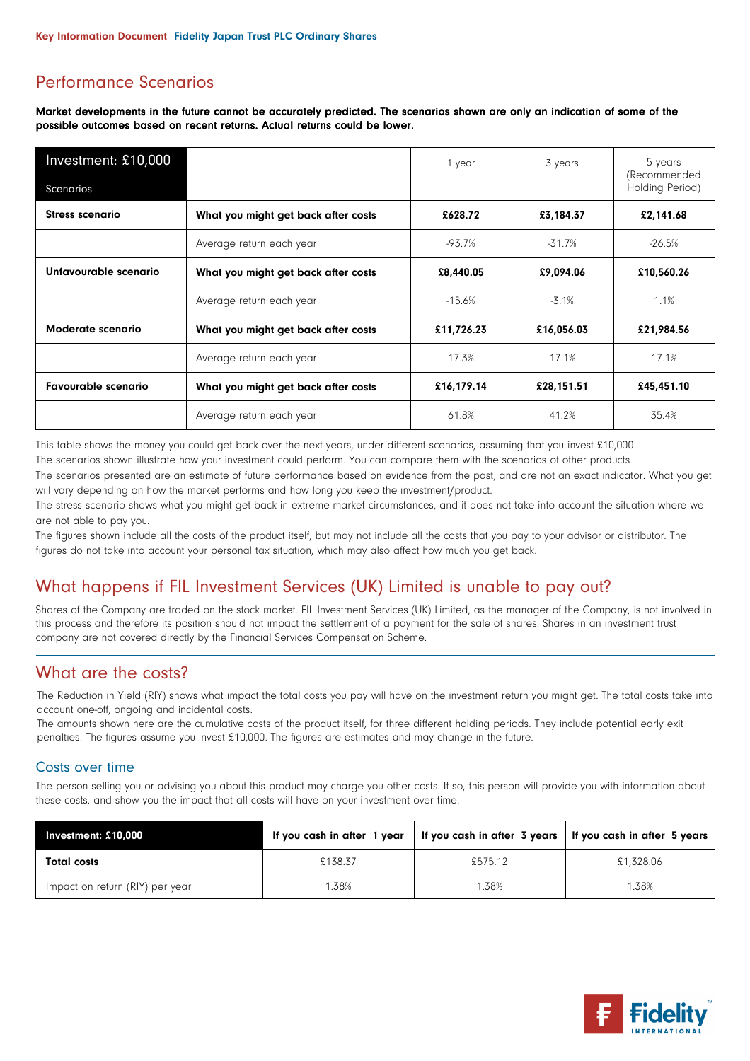## Performance Scenarios

**Market developments in the future cannot be accurately predicted. The scenarios shown are only an indication of some of the possible outcomes based on recent returns. Actual returns could be lower.**

| Investment: £10,000<br>Scenarios | | 1 year | 3 years | 5 years (Recommended Holding Period) |
|---|---|---|---|---|
| **Stress scenario** | **What you might get back after costs** | **£628.72** | **£3,184.37** | **£2,141.68** |
| | Average return each year | -93.7% | -31.7% | -26.5% |
| **Unfavourable scenario** | **What you might get back after costs** | **£8,440.05** | **£9,094.06** | **£10,560.26** |
| | Average return each year | -15.6% | -3.1% | 1.1% |
| **Moderate scenario** | **What you might get back after costs** | **£11,726.23** | **£16,056.03** | **£21,984.56** |
| | Average return each year | 17.3% | 17.1% | 17.1% |
| **Favourable scenario** | **What you might get back after costs** | **£16,179.14** | **£28,151.51** | **£45,451.10** |
| | Average return each year | 61.8% | 41.2% | 35.4% |

This table shows the money you could get back over the next years, under different scenarios, assuming that you invest £10,000.
The scenarios shown illustrate how your investment could perform. You can compare them with the scenarios of other products.
The scenarios presented are an estimate of future performance based on evidence from the past, and are not an exact indicator. What you get will vary depending on how the market performs and how long you keep the investment/product.
The stress scenario shows what you might get back in extreme market circumstances, and it does not take into account the situation where we are not able to pay you.
The figures shown include all the costs of the product itself, but may not include all the costs that you pay to your advisor or distributor. The figures do not take into account your personal tax situation, which may also affect how much you get back.

## What happens if FIL Investment Services (UK) Limited is unable to pay out?

Shares of the Company are traded on the stock market. FIL Investment Services (UK) Limited, as the manager of the Company, is not involved in this process and therefore its position should not impact the settlement of a payment for the sale of shares. Shares in an investment trust company are not covered directly by the Financial Services Compensation Scheme.

## What are the costs?

The Reduction in Yield (RIY) shows what impact the total costs you pay will have on the investment return you might get. The total costs take into account one-off, ongoing and incidental costs.
The amounts shown here are the cumulative costs of the product itself, for three different holding periods. They include potential early exit penalties. The figures assume you invest £10,000. The figures are estimates and may change in the future.

### Costs over time

The person selling you or advising you about this product may charge you other costs. If so, this person will provide you with information about these costs, and show you the impact that all costs will have on your investment over time.

| Investment: £10,000 | If you cash in after 1 year | If you cash in after 3 years | If you cash in after 5 years |
|---|---|---|---|
| **Total costs** | £138.37 | £575.12 | £1,328.06 |
| Impact on return (RIY) per year | 1.38% | 1.38% | 1.38% |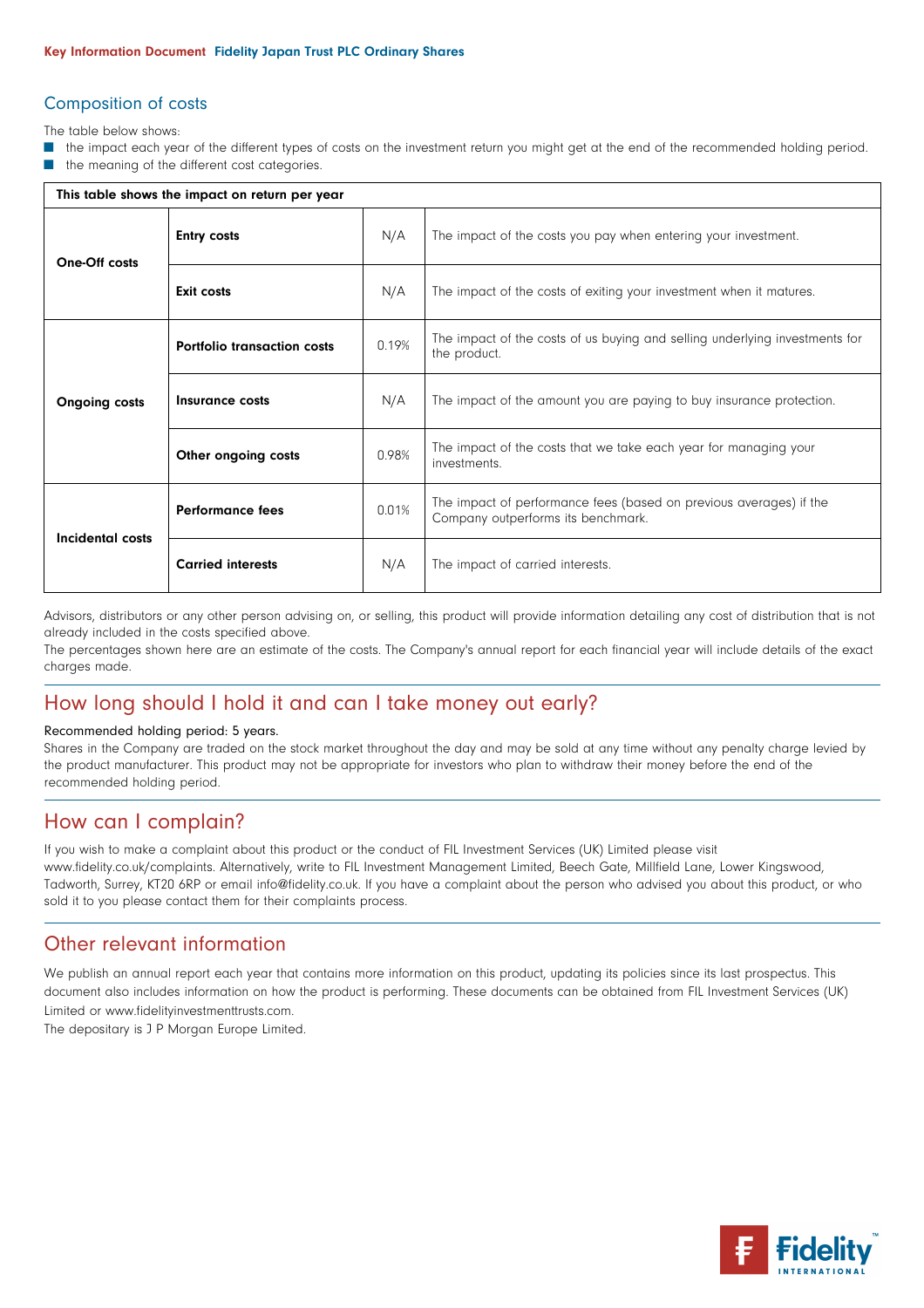## Composition of costs

The table below shows:

- the impact each year of the different types of costs on the investment return you might get at the end of the recommended holding period.
- the meaning of the different cost categories.

| This table shows the impact on return per year | | | |
|---|---|---|---|
| **One-Off costs** | **Entry costs** | N/A | The impact of the costs you pay when entering your investment. |
| | **Exit costs** | N/A | The impact of the costs of exiting your investment when it matures. |
| **Ongoing costs** | **Portfolio transaction costs** | 0.19% | The impact of the costs of us buying and selling underlying investments for the product. |
| | **Insurance costs** | N/A | The impact of the amount you are paying to buy insurance protection. |
| | **Other ongoing costs** | 0.98% | The impact of the costs that we take each year for managing your investments. |
| **Incidental costs** | **Performance fees** | 0.01% | The impact of performance fees (based on previous averages) if the Company outperforms its benchmark. |
| | **Carried interests** | N/A | The impact of carried interests. |

Advisors, distributors or any other person advising on, or selling, this product will provide information detailing any cost of distribution that is not already included in the costs specified above.
The percentages shown here are an estimate of the costs. The Company's annual report for each financial year will include details of the exact charges made.

## How long should I hold it and can I take money out early?

Recommended holding period: 5 years.
Shares in the Company are traded on the stock market throughout the day and may be sold at any time without any penalty charge levied by the product manufacturer. This product may not be appropriate for investors who plan to withdraw their money before the end of the recommended holding period.

## How can I complain?

If you wish to make a complaint about this product or the conduct of FIL Investment Services (UK) Limited please visit www.fidelity.co.uk/complaints. Alternatively, write to FIL Investment Management Limited, Beech Gate, Millfield Lane, Lower Kingswood, Tadworth, Surrey, KT20 6RP or email info@fidelity.co.uk. If you have a complaint about the person who advised you about this product, or who sold it to you please contact them for their complaints process.

## Other relevant information

We publish an annual report each year that contains more information on this product, updating its policies since its last prospectus. This document also includes information on how the product is performing. These documents can be obtained from FIL Investment Services (UK) Limited or www.fidelityinvestmenttrusts.com.
The depositary is J P Morgan Europe Limited.